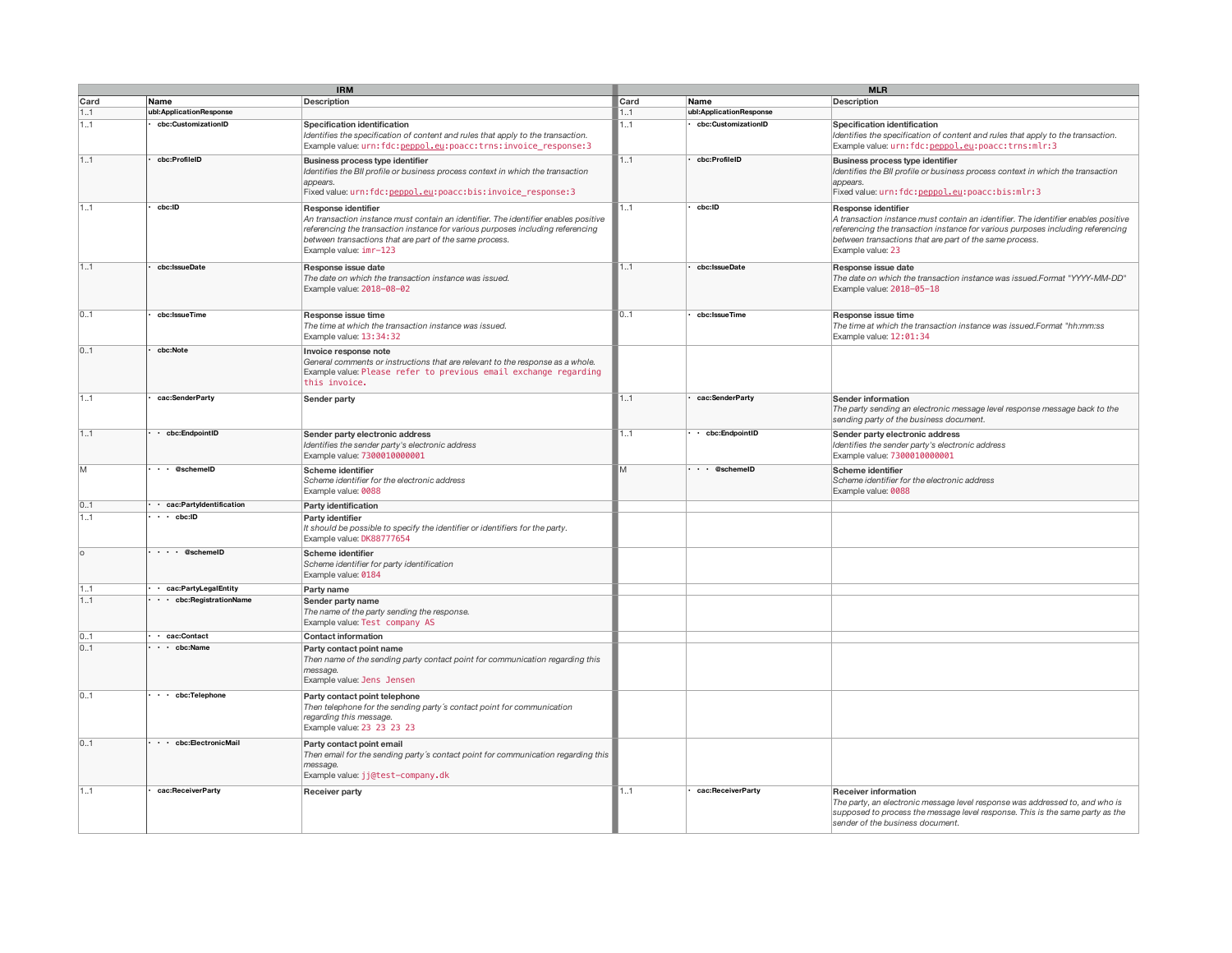| IRM | | | MLR | | |
|---|---|---|---|---|---|
| Card | Name | Description | Card | Name | Description |
| 1..1 | ubl:ApplicationResponse | | 1..1 | ubl:ApplicationResponse | |
| 1..1 | • cbc:CustomizationID | **Specification identification**<br>*Identifies the specification of content and rules that apply to the transaction.*<br>Example value: `urn:fdc:peppol.eu:poacc:trns:invoice_response:3` | 1..1 | • cbc:CustomizationID | **Specification identification**<br>*Identifies the specification of content and rules that apply to the transaction.*<br>Example value: `urn:fdc:peppol.eu:poacc:trns:mlr:3` |
| 1..1 | • cbc:ProfileID | **Business process type identifier**<br>*Identifies the BII profile or business process context in which the transaction appears.*<br>Fixed value: `urn:fdc:peppol.eu:poacc:bis:invoice_response:3` | 1..1 | • cbc:ProfileID | **Business process type identifier**<br>*Identifies the BII profile or business process context in which the transaction appears.*<br>Fixed value: `urn:fdc:peppol.eu:poacc:bis:mlr:3` |
| 1..1 | • cbc:ID | **Response identifier**<br>*An transaction instance must contain an identifier. The identifier enables positive referencing the transaction instance for various purposes including referencing between transactions that are part of the same process.*<br>Example value: `imr-123` | 1..1 | • cbc:ID | **Response identifier**<br>*A transaction instance must contain an identifier. The identifier enables positive referencing the transaction instance for various purposes including referencing between transactions that are part of the same process.*<br>Example value: `23` |
| 1..1 | • cbc:IssueDate | **Response issue date**<br>*The date on which the transaction instance was issued.*<br>Example value: `2018-08-02` | 1..1 | • cbc:IssueDate | **Response issue date**<br>*The date on which the transaction instance was issued.Format "YYYY-MM-DD"*<br>Example value: `2018-05-18` |
| 0..1 | • cbc:IssueTime | **Response issue time**<br>*The time at which the transaction instance was issued.*<br>Example value: `13:34:32` | 0..1 | • cbc:IssueTime | **Response issue time**<br>*The time at which the transaction instance was issued.Format "hh:mm:ss*<br>Example value: `12:01:34` |
| 0..1 | • cbc:Note | **Invoice response note**<br>*General comments or instructions that are relevant to the response as a whole.*<br>Example value: `Please refer to previous email exchange regarding this invoice.` | | | |
| 1..1 | • cac:SenderParty | **Sender party** | 1..1 | • cac:SenderParty | **Sender information**<br>*The party sending an electronic message level response message back to the sending party of the business document.* |
| 1..1 | • • cbc:EndpointID | **Sender party electronic address**<br>*Identifies the sender party's electronic address*<br>Example value: `7300010000001` | 1..1 | • • cbc:EndpointID | **Sender party electronic address**<br>*Identifies the sender party's electronic address*<br>Example value: `7300010000001` |
| M | • • • @schemeID | **Scheme identifier**<br>*Scheme identifier for the electronic address*<br>Example value: `0088` | M | • • • @schemeID | **Scheme identifier**<br>*Scheme identifier for the electronic address*<br>Example value: `0088` |
| 0..1 | • • cac:PartyIdentification | **Party identification** | | | |
| 1..1 | • • • cbc:ID | **Party identifier**<br>*It should be possible to specify the identifier or identifiers for the party.*<br>Example value: `DK88777654` | | | |
| o | • • • • @schemeID | **Scheme identifier**<br>*Scheme identifier for party identification*<br>Example value: `0184` | | | |
| 1..1 | • • cac:PartyLegalEntity | **Party name** | | | |
| 1..1 | • • • cbc:RegistrationName | **Sender party name**<br>*The name of the party sending the response.*<br>Example value: `Test company AS` | | | |
| 0..1 | • • cac:Contact | **Contact information** | | | |
| 0..1 | • • • cbc:Name | **Party contact point name**<br>*Then name of the sending party contact point for communication regarding this message.*<br>Example value: `Jens Jensen` | | | |
| 0..1 | • • • cbc:Telephone | **Party contact point telephone**<br>*Then telephone for the sending party´s contact point for communication regarding this message.*<br>Example value: `23 23 23 23` | | | |
| 0..1 | • • • cbc:ElectronicMail | **Party contact point email**<br>*Then email for the sending party´s contact point for communication regarding this message.*<br>Example value: `jj@test-company.dk` | | | |
| 1..1 | • cac:ReceiverParty | **Receiver party** | 1..1 | • cac:ReceiverParty | **Receiver information**<br>*The party, an electronic message level response was addressed to, and who is supposed to process the message level response. This is the same party as the sender of the business document.* |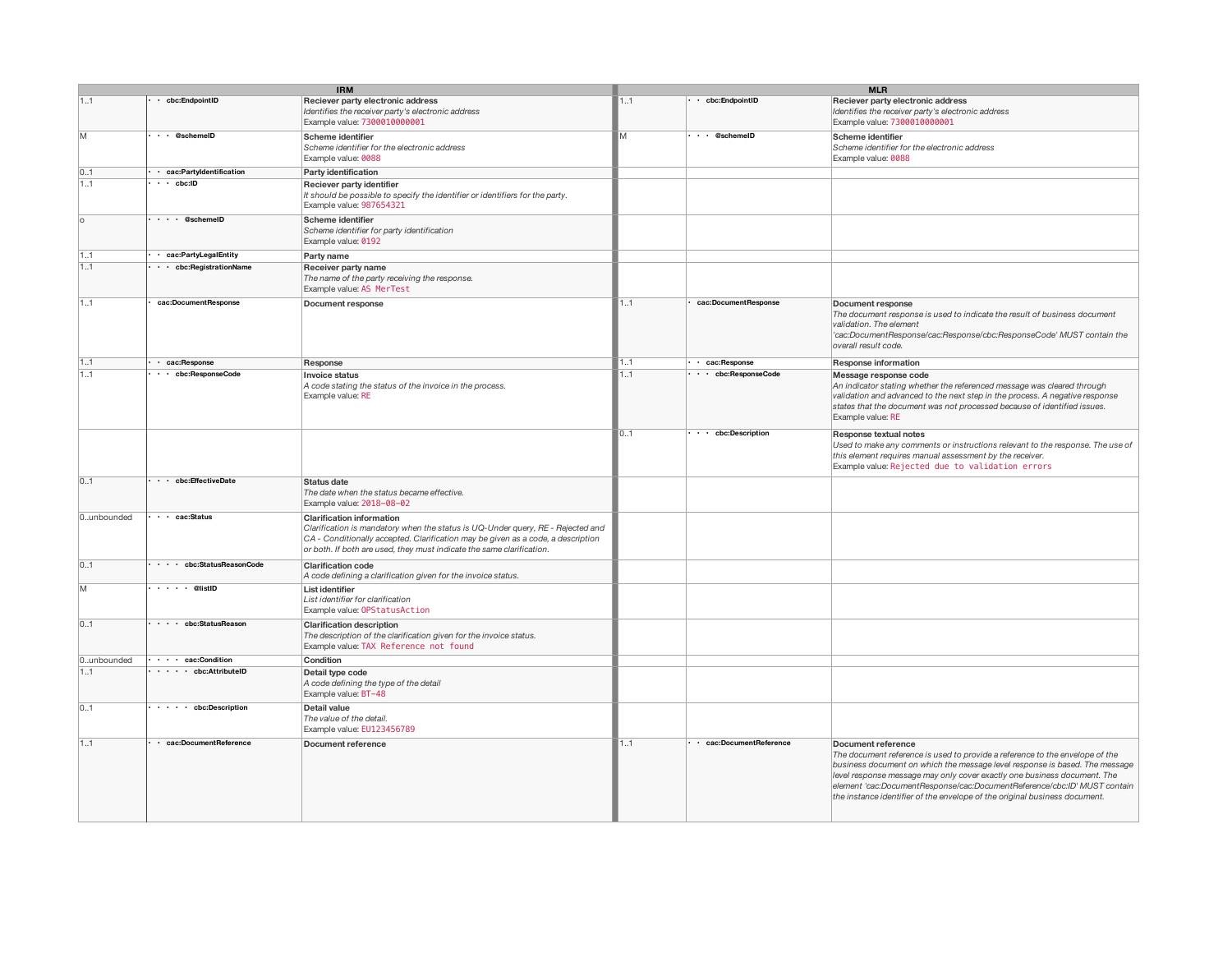| IRM | | | | MLR | | |
|---|---|---|---|---|---|---|
| 1..1 | • • cbc:EndpointID | **Reciever party electronic address**<br>*Identifies the receiver party's electronic address*<br>Example value: 7300010000001 | | 1..1 | • • cbc:EndpointID | **Reciever party electronic address**<br>*Identifies the receiver party's electronic address*<br>Example value: 7300010000001 |
| M | • • • @schemeID | **Scheme identifier**<br>*Scheme identifier for the electronic address*<br>Example value: 0088 | | M | • • • @schemeID | **Scheme identifier**<br>*Scheme identifier for the electronic address*<br>Example value: 0088 |
| 0..1 | • • cac:PartyIdentification | **Party identification** | | | | |
| 1..1 | • • • cbc:ID | **Reciever party identifier**<br>*It should be possible to specify the identifier or identifiers for the party.*<br>Example value: 987654321 | | | | |
| o | • • • • @schemeID | **Scheme identifier**<br>*Scheme identifier for party identification*<br>Example value: 0192 | | | | |
| 1..1 | • • cac:PartyLegalEntity | **Party name** | | | | |
| 1..1 | • • • cbc:RegistrationName | **Receiver party name**<br>*The name of the party receiving the response.*<br>Example value: AS MerTest | | | | |
| 1..1 | • cac:DocumentResponse | **Document response** | | 1..1 | • cac:DocumentResponse | **Document response**<br>*The document response is used to indicate the result of business document validation. The element 'cac:DocumentResponse/cac:Response/cbc:ResponseCode' MUST contain the overall result code.* |
| 1..1 | • • cac:Response | **Response** | | 1..1 | • • cac:Response | **Response information** |
| 1..1 | • • • cbc:ResponseCode | **Invoice status**<br>*A code stating the status of the invoice in the process.*<br>Example value: RE | | 1..1 | • • • cbc:ResponseCode | **Message response code**<br>*An indicator stating whether the referenced message was cleared through validation and advanced to the next step in the process. A negative response states that the document was not processed because of identified issues.*<br>Example value: RE |
| | | | | 0..1 | • • • cbc:Description | **Response textual notes**<br>*Used to make any comments or instructions relevant to the response. The use of this element requires manual assessment by the receiver.*<br>Example value: Rejected due to validation errors |
| 0..1 | • • • cbc:EffectiveDate | **Status date**<br>*The date when the status became effective.*<br>Example value: 2018-08-02 | | | | |
| 0..unbounded | • • • cac:Status | **Clarification information**<br>*Clarification is mandatory when the status is UQ-Under query, RE - Rejected and CA - Conditionally accepted. Clarification may be given as a code, a description or both. If both are used, they must indicate the same clarification.* | | | | |
| 0..1 | • • • • cbc:StatusReasonCode | **Clarification code**<br>*A code defining a clarification given for the invoice status.* | | | | |
| M | • • • • • @listID | **List identifier**<br>*List identifier for clarification*<br>Example value: OPStatusAction | | | | |
| 0..1 | • • • • cbc:StatusReason | **Clarification description**<br>*The description of the clarification given for the invoice status.*<br>Example value: TAX Reference not found | | | | |
| 0..unbounded | • • • • cac:Condition | **Condition** | | | | |
| 1..1 | • • • • • cbc:AttributeID | **Detail type code**<br>*A code defining the type of the detail*<br>Example value: BT-48 | | | | |
| 0..1 | • • • • • cbc:Description | **Detail value**<br>*The value of the detail.*<br>Example value: EU123456789 | | | | |
| 1..1 | • • cac:DocumentReference | **Document reference** | | 1..1 | • • cac:DocumentReference | **Document reference**<br>*The document reference is used to provide a reference to the envelope of the business document on which the message level response is based. The message level response message may only cover exactly one business document. The element 'cac:DocumentResponse/cac:DocumentReference/cbc:ID' MUST contain the instance identifier of the envelope of the original business document.* |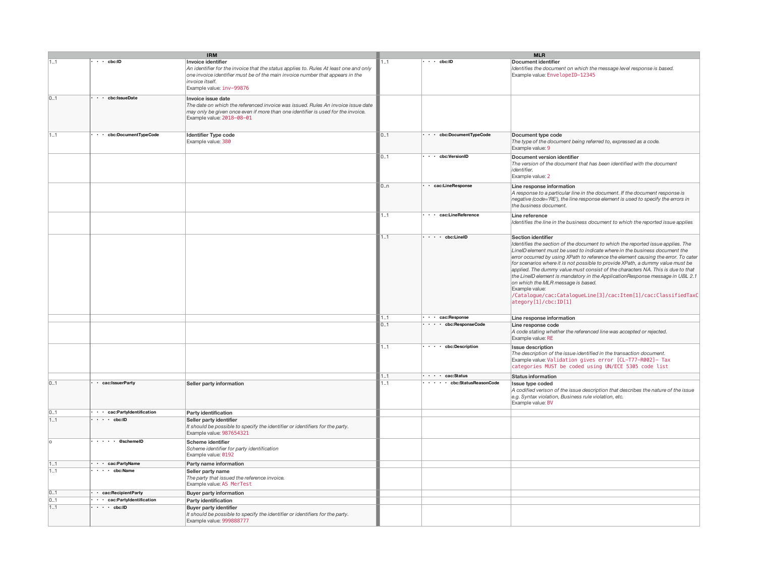| IRM | | | | MLR | | |
|---|---|---|---|---|---|---|
| 1..1 | • • • cbc:ID | **Invoice identifier**<br>*An identifier for the invoice that the status applies to. Rules At least one and only one invoice identifier must be of the main invoice number that appears in the invoice itself.*<br>Example value: `inv-99876` | | 1..1 | • • • cbc:ID | **Document identifier**<br>*Identifies the document on which the message level response is based.*<br>Example value: `EnvelopeID-12345` |
| 0..1 | • • • cbc:IssueDate | **Invoice issue date**<br>*The date on which the referenced invoice was issued. Rules An invoice issue date may only be given once even if more than one identifier is used for the invoice.*<br>Example value: `2018-08-01` | | | | |
| 1..1 | • • • cbc:DocumentTypeCode | **Identifier Type code**<br>Example value: `380` | | 0..1 | • • • cbc:DocumentTypeCode | **Document type code**<br>*The type of the document being referred to, expressed as a code.*<br>Example value: `9` |
| | | | | 0..1 | • • • cbc:VersionID | **Document version identifier**<br>*The version of the document that has been identified with the document identifier.*<br>Example value: `2` |
| | | | | 0..n | • • cac:LineResponse | **Line response information**<br>*A response to a particular line in the document. If the document response is negative (code='RE'), the line response element is used to specify the errors in the business document.* |
| | | | | 1..1 | • • • cac:LineReference | **Line reference**<br>*Identifies the line in the business document to which the reported issue applies* |
| | | | | 1..1 | • • • • cbc:LineID | **Section identifier**<br>*Identifies the section of the document to which the reported issue applies. The LineID element must be used to indicate where in the business document the error occurred by using XPath to reference the element causing the error. To cater for scenarios where it is not possible to provide XPath, a dummy value must be applied. The dummy value must consist of the characters NA. This is due to that the LineID element is mandatory in the ApplicationResponse message in UBL 2.1 on which the MLR message is based.*<br>Example value:<br>`/Catalogue/cac:CatalogueLine[3]/cac:Item[1]/cac:ClassifiedTaxCategory[1]/cbc:ID[1]` |
| | | | | 1..1 | • • • cac:Response | **Line response information** |
| | | | | 0..1 | • • • • cbc:ResponseCode | **Line response code**<br>*A code stating whether the referenced line was accepted or rejected.*<br>Example value: `RE` |
| | | | | 1..1 | • • • • cbc:Description | **Issue description**<br>*The description of the issue identified in the transaction document.*<br>Example value: `Validation gives error [CL-T77-R002]- Tax categories MUST be coded using UN/ECE 5305 code list` |
| | | | | 1..1 | • • • • cac:Status | **Status information** |
| 0..1 | • • cac:IssuerParty | **Seller party information** | | 1..1 | • • • • • cbc:StatusReasonCode | **Issue type coded**<br>*A codified verison of the issue description that describes the nature of the issue e.g. Syntax violation, Business rule violation, etc.*<br>Example value: `BV` |
| 0..1 | • • • cac:PartyIdentification | **Party identification** | | | | |
| 1..1 | • • • • cbc:ID | **Seller party identifier**<br>*It should be possible to specify the identifier or identifiers for the party.*<br>Example value: `987654321` | | | | |
| o | • • • • • @schemeID | **Scheme identifier**<br>*Scheme identifier for party identification*<br>Example value: `0192` | | | | |
| 1..1 | • • • cac:PartyName | **Party name information** | | | | |
| 1..1 | • • • • cbc:Name | **Seller party name**<br>*The party that issued the reference invoice.*<br>Example value: `AS MerTest` | | | | |
| 0..1 | • • cac:RecipientParty | **Buyer party information** | | | | |
| 0..1 | • • • cac:PartyIdentification | **Party identification** | | | | |
| 1..1 | • • • • cbc:ID | **Buyer party identifier**<br>*It should be possible to specify the identifier or identifiers for the party.*<br>Example value: `999888777` | | | | |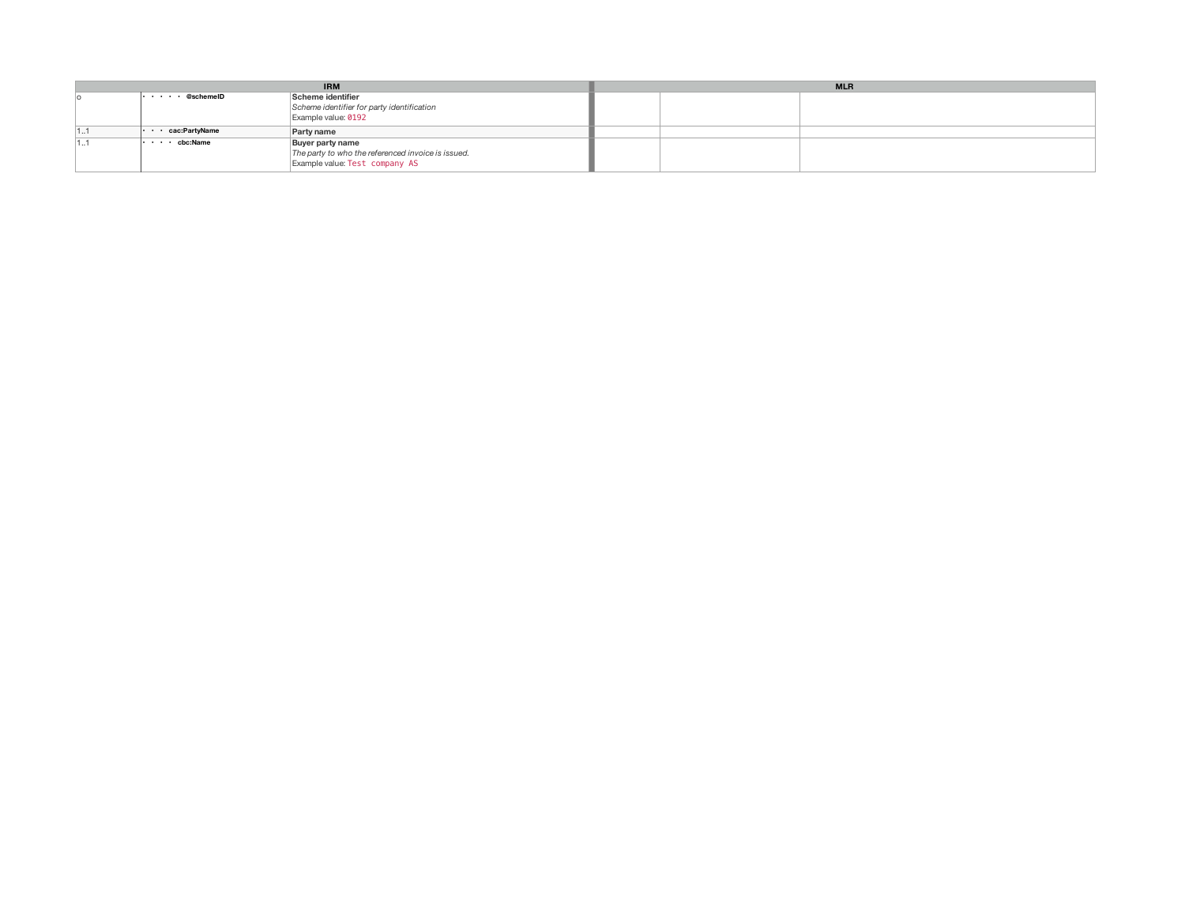| IRM | | | MLR | | |
|---|---|---|---|---|---|
| 0 | • • • • • @schemeID | **Scheme identifier**<br>*Scheme identifier for party identification*<br>Example value: `0192` | | | |
| 1..1 | • • • cac:PartyName | **Party name** | | | |
| 1..1 | • • • • cbc:Name | **Buyer party name**<br>*The party to who the referenced invoice is issued.*<br>Example value: `Test company AS` | | | |